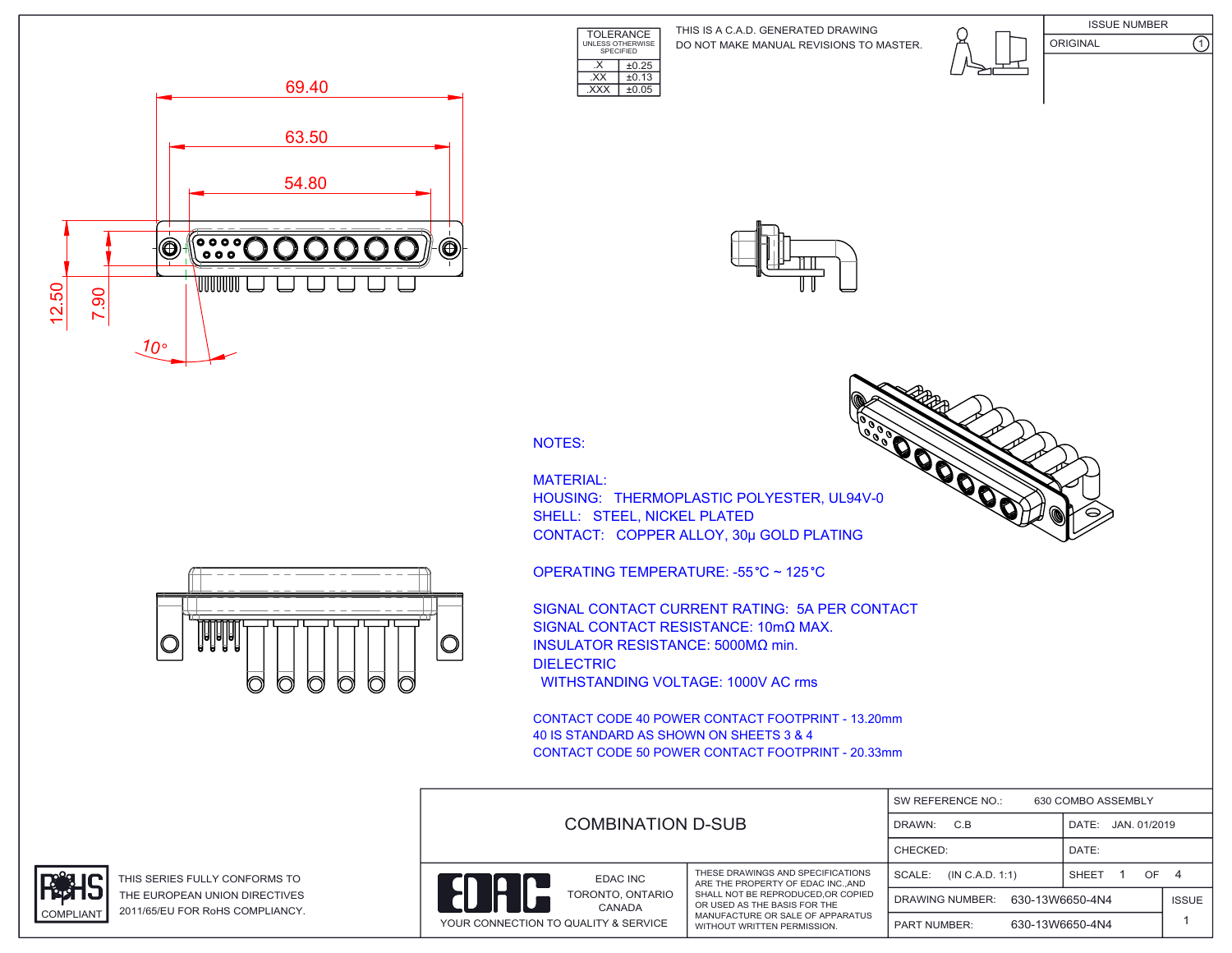| TOLERANCE UNLESS OTHERWISE SPECIFIED | |
|---|---|
| .X | ±0.25 |
| .XX | ±0.13 |
| .XXX | ±0.05 |

THIS IS A C.A.D. GENERATED DRAWING
DO NOT MAKE MANUAL REVISIONS TO MASTER.

| ISSUE NUMBER | |
|---|---|
| ORIGINAL | 1 |

69.40

63.50

54.80

12.50

7.90

10°

NOTES:

MATERIAL:
HOUSING: THERMOPLASTIC POLYESTER, UL94V-0
SHELL: STEEL, NICKEL PLATED
CONTACT: COPPER ALLOY, 30μ GOLD PLATING

OPERATING TEMPERATURE: -55°C ~ 125°C

SIGNAL CONTACT CURRENT RATING: 5A PER CONTACT
SIGNAL CONTACT RESISTANCE: 10mΩ MAX.
INSULATOR RESISTANCE: 5000MΩ min.
DIELECTRIC
WITHSTANDING VOLTAGE: 1000V AC rms

CONTACT CODE 40 POWER CONTACT FOOTPRINT - 13.20mm
40 IS STANDARD AS SHOWN ON SHEETS 3 & 4
CONTACT CODE 50 POWER CONTACT FOOTPRINT - 20.33mm

RoHS COMPLIANT

THIS SERIES FULLY CONFORMS TO THE EUROPEAN UNION DIRECTIVES 2011/65/EU FOR RoHS COMPLIANCY.

COMBINATION D-SUB

EDAC INC
TORONTO, ONTARIO
CANADA
YOUR CONNECTION TO QUALITY & SERVICE

THESE DRAWINGS AND SPECIFICATIONS ARE THE PROPERTY OF EDAC INC.,AND SHALL NOT BE REPRODUCED,OR COPIED OR USED AS THE BASIS FOR THE MANUFACTURE OR SALE OF APPARATUS WITHOUT WRITTEN PERMISSION.

| SW REFERENCE NO.: 630 COMBO ASSEMBLY | | |
|---|---|---|
| DRAWN: C.B | DATE: JAN. 01/2019 | |
| CHECKED: | DATE: | |
| SCALE: (IN C.A.D. 1:1) | SHEET 1 OF 4 | |
| DRAWING NUMBER: 630-13W6650-4N4 | | ISSUE |
| PART NUMBER: 630-13W6650-4N4 | | 1 |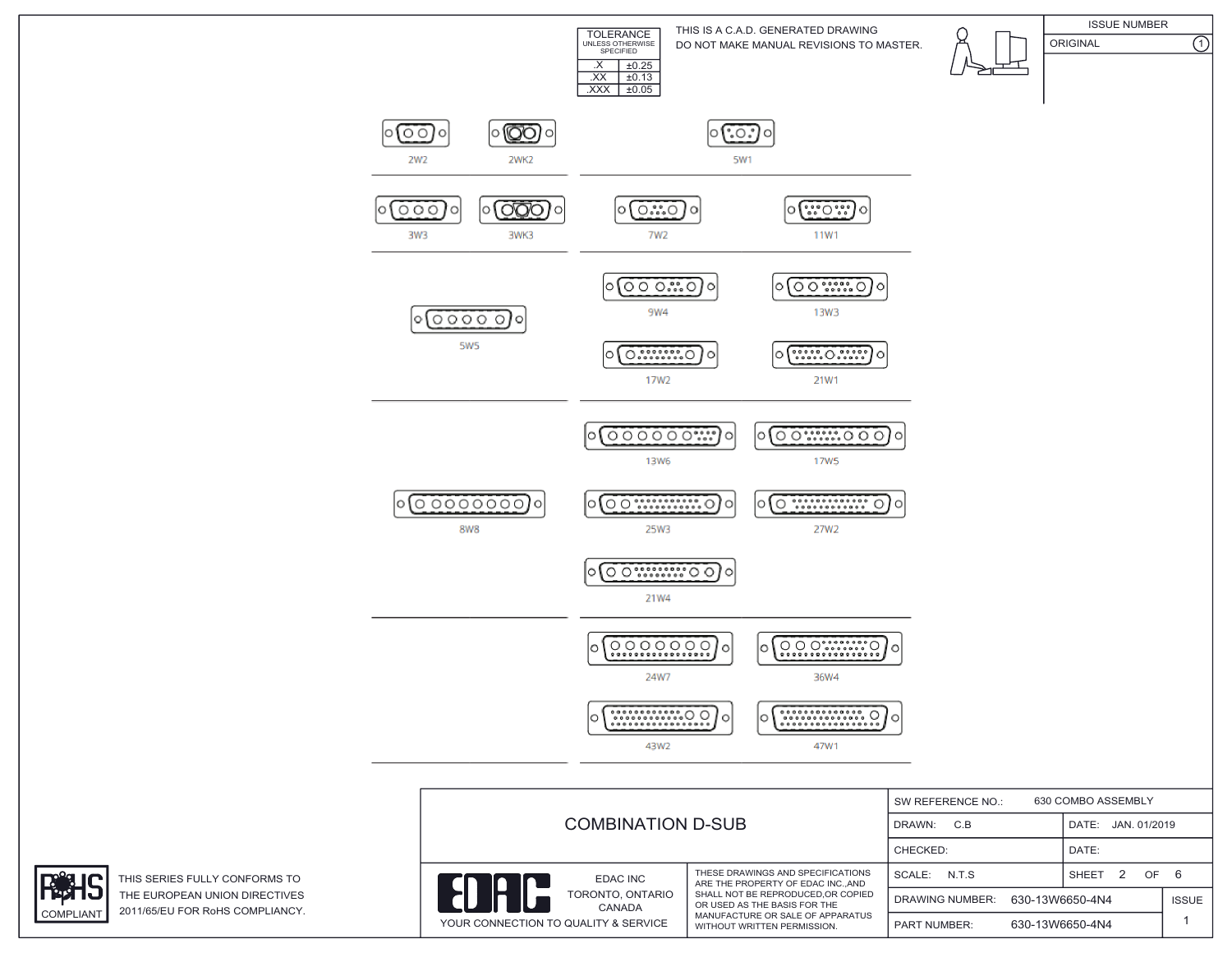| TOLERANCE UNLESS OTHERWISE SPECIFIED | |
|---|---|
| .X | ±0.25 |
| .XX | ±0.13 |
| .XXX | ±0.05 |

THIS IS A C.A.D. GENERATED DRAWING
DO NOT MAKE MANUAL REVISIONS TO MASTER.

| ISSUE NUMBER | |
|---|---|
| ORIGINAL | 1 |

2W2 2WK2 5W1

3W3 3WK3 7W2 11W1

5W5 9W4 13W3 17W2 21W1

8W8 13W6 17W5 25W3 27W2 21W4

24W7 36W4 43W2 47W1

THIS SERIES FULLY CONFORMS TO THE EUROPEAN UNION DIRECTIVES 2011/65/EU FOR RoHS COMPLIANCY.

RoHS COMPLIANT

# COMBINATION D-SUB

EDAC INC
TORONTO, ONTARIO
CANADA
YOUR CONNECTION TO QUALITY & SERVICE

THESE DRAWINGS AND SPECIFICATIONS ARE THE PROPERTY OF EDAC INC.,AND SHALL NOT BE REPRODUCED,OR COPIED OR USED AS THE BASIS FOR THE MANUFACTURE OR SALE OF APPARATUS WITHOUT WRITTEN PERMISSION.

| SW REFERENCE NO.: 630 COMBO ASSEMBLY | | |
|---|---|---|
| DRAWN: C.B | DATE: JAN. 01/2019 | |
| CHECKED: | DATE: | |
| SCALE: N.T.S | SHEET 2 OF 6 | |
| DRAWING NUMBER: 630-13W6650-4N4 | | ISSUE |
| PART NUMBER: 630-13W6650-4N4 | | 1 |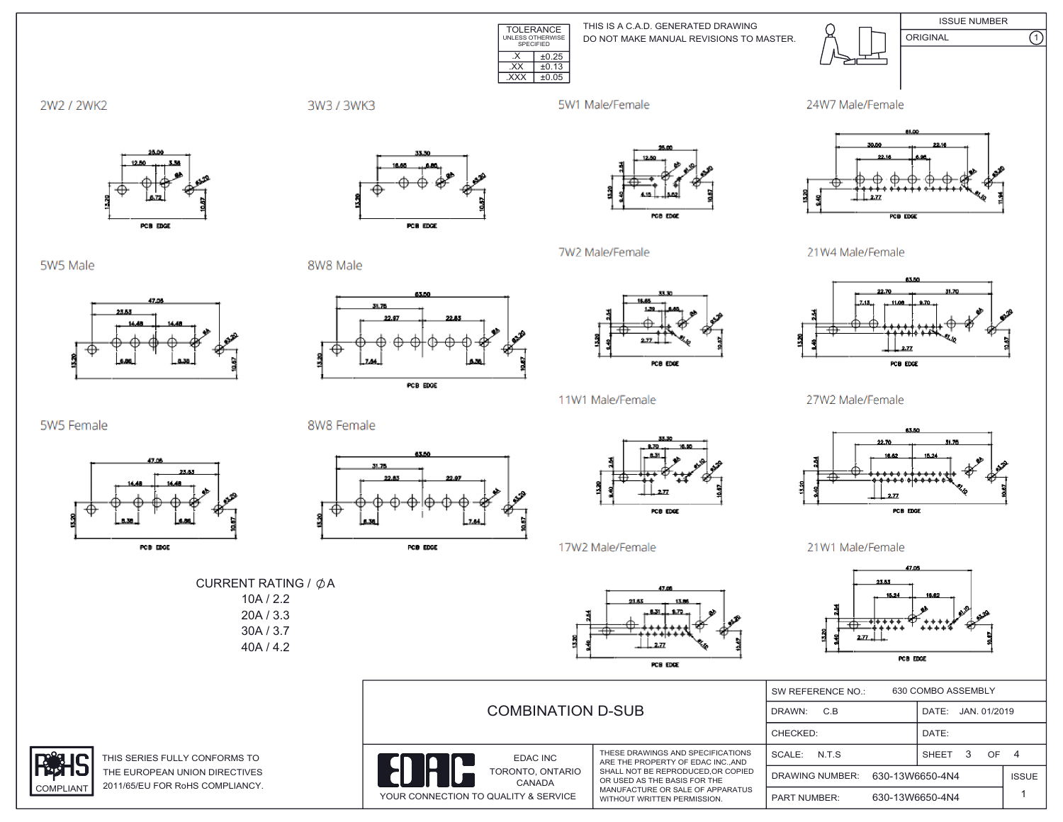| TOLERANCE UNLESS OTHERWISE SPECIFIED | |
|---|---|
| .X | ±0.25 |
| .XX | ±0.13 |
| .XXX | ±0.05 |

THIS IS A C.A.D. GENERATED DRAWING
DO NOT MAKE MANUAL REVISIONS TO MASTER.

| ISSUE NUMBER | |
|---|---|
| ORIGINAL | 1 |

## 2W2 / 2WK2

## 3W3 / 3WK3

## 5W1 Male/Female

## 24W7 Male/Female

## 5W5 Male

## 8W8 Male

## 7W2 Male/Female

## 21W4 Male/Female

## 5W5 Female

## 8W8 Female

## 11W1 Male/Female

## 27W2 Male/Female

## 17W2 Male/Female

## 21W1 Male/Female

CURRENT RATING / ∅A
10A / 2.2
20A / 3.3
30A / 3.7
40A / 4.2

RoHS COMPLIANT

THIS SERIES FULLY CONFORMS TO THE EUROPEAN UNION DIRECTIVES 2011/65/EU FOR RoHS COMPLIANCY.

# COMBINATION D-SUB

EDAC INC
TORONTO, ONTARIO
CANADA
YOUR CONNECTION TO QUALITY & SERVICE

THESE DRAWINGS AND SPECIFICATIONS ARE THE PROPERTY OF EDAC INC.,AND SHALL NOT BE REPRODUCED,OR COPIED OR USED AS THE BASIS FOR THE MANUFACTURE OR SALE OF APPARATUS WITHOUT WRITTEN PERMISSION.

| | | | |
|---|---|---|---|
| SW REFERENCE NO.: 630 COMBO ASSEMBLY | | | |
| DRAWN: C.B | | DATE: JAN. 01/2019 | |
| CHECKED: | | DATE: | |
| SCALE: N.T.S | | SHEET 3 OF 4 | |
| DRAWING NUMBER: 630-13W6650-4N4 | | | ISSUE |
| PART NUMBER: 630-13W6650-4N4 | | | 1 |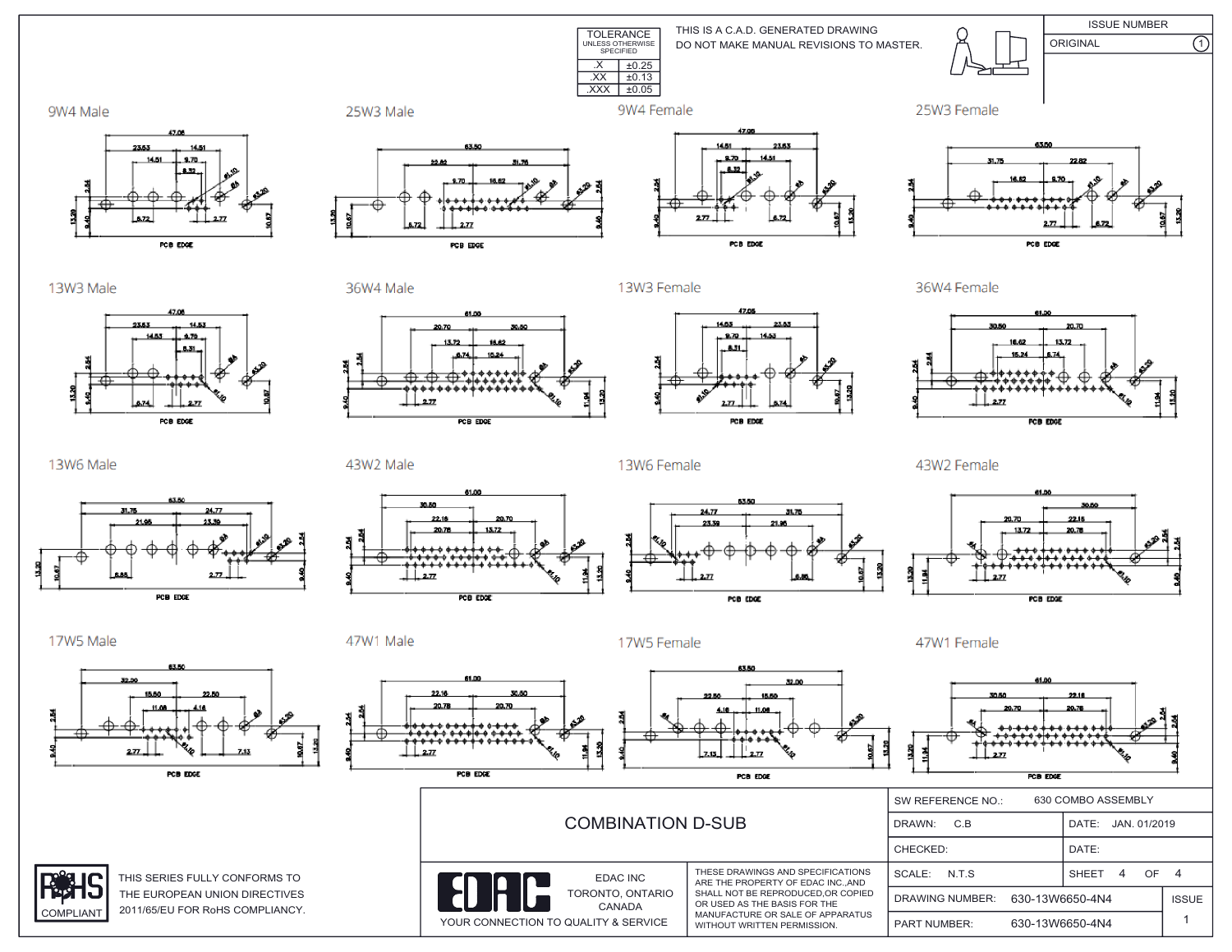| TOLERANCE UNLESS OTHERWISE SPECIFIED | |
|---|---|
| .X | ±0.25 |
| .XX | ±0.13 |
| .XXX | ±0.05 |

THIS IS A C.A.D. GENERATED DRAWING
DO NOT MAKE MANUAL REVISIONS TO MASTER.

| ISSUE NUMBER | |
|---|---|
| ORIGINAL | 1 |

9W4 Male

25W3 Male

9W4 Female

25W3 Female

13W3 Male

36W4 Male

13W3 Female

36W4 Female

13W6 Male

43W2 Male

13W6 Female

43W2 Female

17W5 Male

47W1 Male

17W5 Female

47W1 Female

# COMBINATION D-SUB

| | | | |
|---|---|---|---|
| SW REFERENCE NO.: | 630 COMBO ASSEMBLY | | |
| DRAWN: C.B | | DATE: JAN. 01/2019 | |
| CHECKED: | | DATE: | |
| SCALE: N.T.S | | SHEET 4 OF 4 | |
| DRAWING NUMBER: | 630-13W6650-4N4 | | ISSUE |
| PART NUMBER: | 630-13W6650-4N4 | | 1 |

EDAC INC
TORONTO, ONTARIO
CANADA
YOUR CONNECTION TO QUALITY & SERVICE

THESE DRAWINGS AND SPECIFICATIONS ARE THE PROPERTY OF EDAC INC., AND SHALL NOT BE REPRODUCED, OR COPIED OR USED AS THE BASIS FOR THE MANUFACTURE OR SALE OF APPARATUS WITHOUT WRITTEN PERMISSION.

RoHS COMPLIANT

THIS SERIES FULLY CONFORMS TO THE EUROPEAN UNION DIRECTIVES 2011/65/EU FOR RoHS COMPLIANCY.